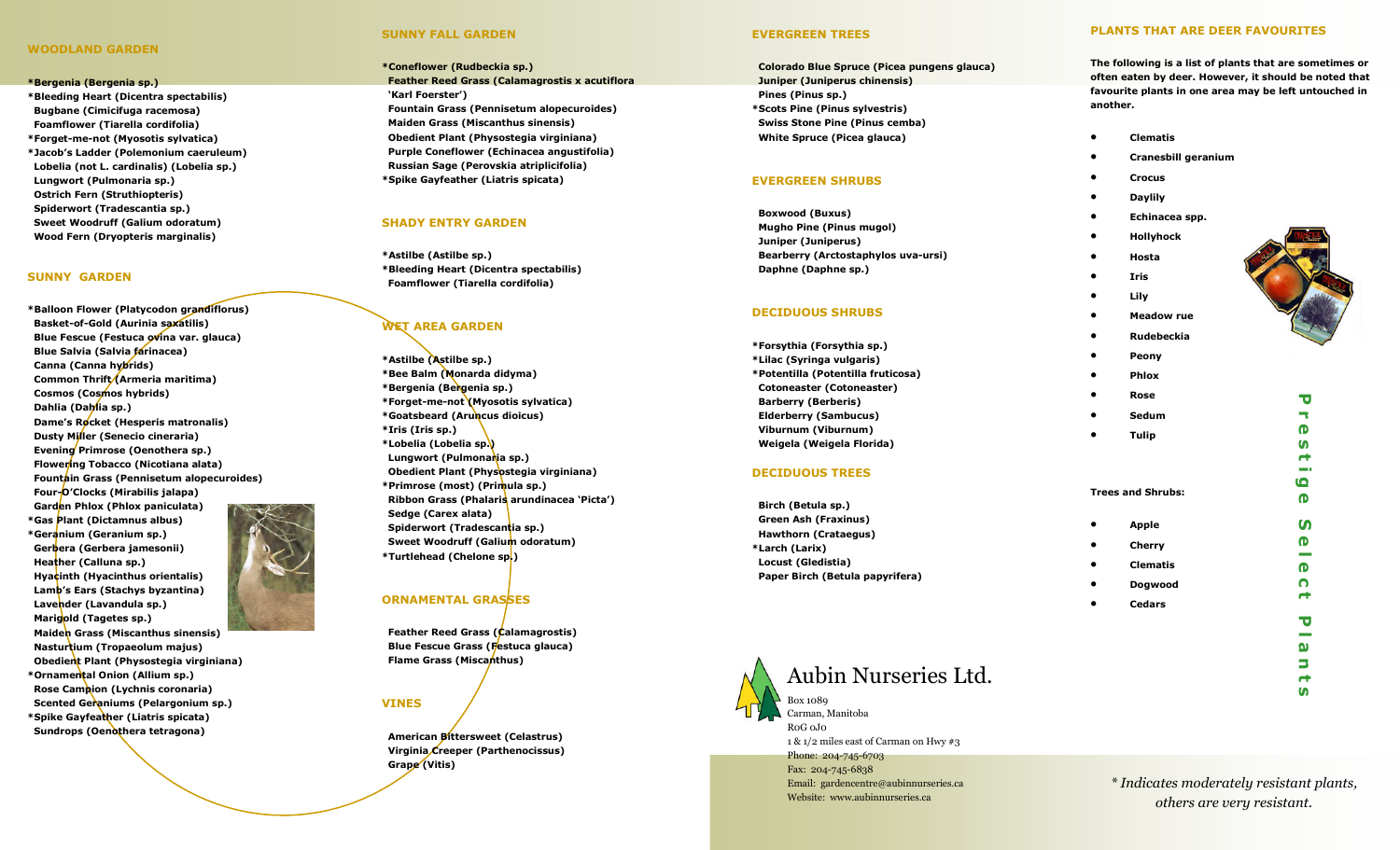## WOODLAND GARDEN

*Bergenia (Bergenia sp.)
*Bleeding Heart (Dicentra spectabilis)
Bugbane (Cimicifuga racemosa)
Foamflower (Tiarella cordifolia)
*Forget-me-not (Myosotis sylvatica)
*Jacob's Ladder (Polemonium caeruleum)
Lobelia (not L. cardinalis) (Lobelia sp.)
Lungwort (Pulmonaria sp.)
Ostrich Fern (Struthiopteris)
Spiderwort (Tradescantia sp.)
Sweet Woodruff (Galium odoratum)
Wood Fern (Dryopteris marginalis)

## SUNNY GARDEN

*Balloon Flower (Platycodon grandiflorus)
Basket-of-Gold (Aurinia saxatilis)
Blue Fescue (Festuca ovina var. glauca)
Blue Salvia (Salvia farinacea)
Canna (Canna hybrids)
Common Thrift (Armeria maritima)
Cosmos (Cosmos hybrids)
Dahlia (Dahlia sp.)
Dame's Rocket (Hesperis matronalis)
Dusty Miller (Senecio cineraria)
Evening Primrose (Oenothera sp.)
Flowering Tobacco (Nicotiana alata)
Fountain Grass (Pennisetum alopecuroides)
Four-O'Clocks (Mirabilis jalapa)
Garden Phlox (Phlox paniculata)
*Gas Plant (Dictamnus albus)
*Geranium (Geranium sp.)
Gerbera (Gerbera jamesonii)
Heather (Calluna sp.)
Hyacinth (Hyacinthus orientalis)
Lamb's Ears (Stachys byzantina)
Lavender (Lavandula sp.)
Marigold (Tagetes sp.)
Maiden Grass (Miscanthus sinensis)
Nasturtium (Tropaeolum majus)
Obedient Plant (Physostegia virginiana)
*Ornamental Onion (Allium sp.)
Rose Campion (Lychnis coronaria)
Scented Geraniums (Pelargonium sp.)
*Spike Gayfeather (Liatris spicata)
Sundrops (Oenothera tetragona)

## SUNNY FALL GARDEN

*Coneflower (Rudbeckia sp.)
Feather Reed Grass (Calamagrostis x acutiflora 'Karl Foerster')
Fountain Grass (Pennisetum alopecuroides)
Maiden Grass (Miscanthus sinensis)
Obedient Plant (Physostegia virginiana)
Purple Coneflower (Echinacea angustifolia)
Russian Sage (Perovskia atriplicifolia)
*Spike Gayfeather (Liatris spicata)

## SHADY ENTRY GARDEN

*Astilbe (Astilbe sp.)
*Bleeding Heart (Dicentra spectabilis)
Foamflower (Tiarella cordifolia)

## WET AREA GARDEN

*Astilbe (Astilbe sp.)
*Bee Balm (Monarda didyma)
*Bergenia (Bergenia sp.)
*Forget-me-not (Myosotis sylvatica)
*Goatsbeard (Aruncus dioicus)
*Iris (Iris sp.)
*Lobelia (Lobelia sp.)
Lungwort (Pulmonaria sp.)
Obedient Plant (Physostegia virginiana)
*Primrose (most) (Primula sp.)
Ribbon Grass (Phalaris arundinacea 'Picta')
Sedge (Carex alata)
Spiderwort (Tradescantia sp.)
Sweet Woodruff (Galium odoratum)
*Turtlehead (Chelone sp.)

## ORNAMENTAL GRASSES

Feather Reed Grass (Calamagrostis)
Blue Fescue Grass (Festuca glauca)
Flame Grass (Miscanthus)

## VINES

American Bittersweet (Celastrus)
Virginia Creeper (Parthenocissus)
Grape (Vitis)

## EVERGREEN TREES

Colorado Blue Spruce (Picea pungens glauca)
Juniper (Juniperus chinensis)
Pines (Pinus sp.)
*Scots Pine (Pinus sylvestris)
Swiss Stone Pine (Pinus cemba)
White Spruce (Picea glauca)

## EVERGREEN SHRUBS

Boxwood (Buxus)
Mugho Pine (Pinus mugol)
Juniper (Juniperus)
Bearberry (Arctostaphylos uva-ursi)
Daphne (Daphne sp.)

## DECIDUOUS SHRUBS

*Forsythia (Forsythia sp.)
*Lilac (Syringa vulgaris)
*Potentilla (Potentilla fruticosa)
Cotoneaster (Cotoneaster)
Barberry (Berberis)
Elderberry (Sambucus)
Viburnum (Viburnum)
Weigela (Weigela Florida)

## DECIDUOUS TREES

Birch (Betula sp.)
Green Ash (Fraxinus)
Hawthorn (Crataegus)
*Larch (Larix)
Locust (Gledistia)
Paper Birch (Betula papyrifera)

# Aubin Nurseries Ltd.

Box 1089
Carman, Manitoba
R0G 0J0
1 & 1/2 miles east of Carman on Hwy #3
Phone: 204-745-6703
Fax: 204-745-6838
Email: gardencentre@aubinnurseries.ca
Website: www.aubinnurseries.ca

## PLANTS THAT ARE DEER FAVOURITES

The following is a list of plants that are sometimes or often eaten by deer. However, it should be noted that favourite plants in one area may be left untouched in another.

- Clematis
- Cranesbill geranium
- Crocus
- Daylily
- Echinacea spp.
- Hollyhock
- Hosta
- Iris
- Lily
- Meadow rue
- Rudebeckia
- Peony
- Phlox
- Rose
- Sedum
- Tulip

**Trees and Shrubs:**

- Apple
- Cherry
- Clematis
- Dogwood
- Cedars

Prestige Select Plants

*\* Indicates moderately resistant plants, others are very resistant.*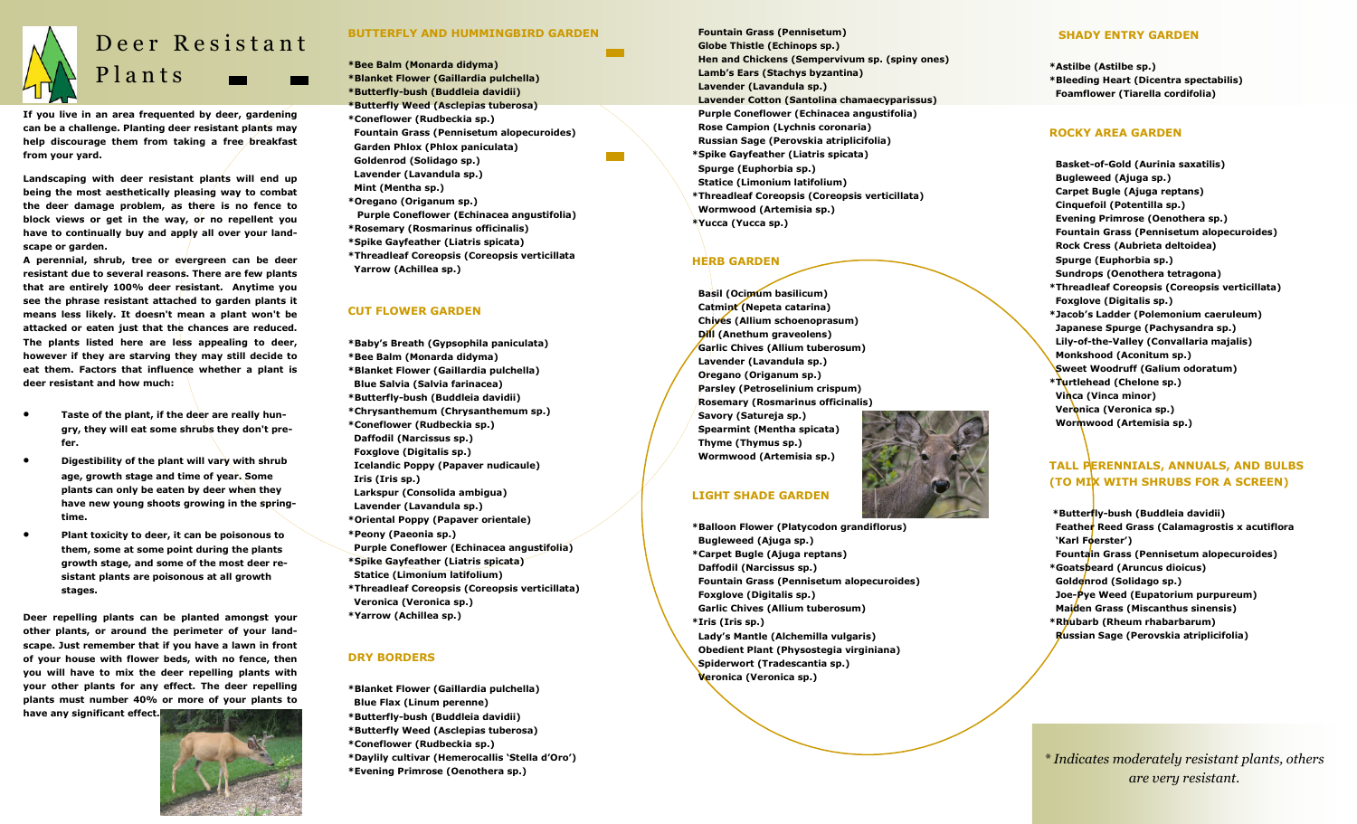# Deer Resistant Plants

If you live in an area frequented by deer, gardening can be a challenge. Planting deer resistant plants may help discourage them from taking a free breakfast from your yard.

Landscaping with deer resistant plants will end up being the most aesthetically pleasing way to combat the deer damage problem, as there is no fence to block views or get in the way, or no repellent you have to continually buy and apply all over your landscape or garden.

A perennial, shrub, tree or evergreen can be deer resistant due to several reasons. There are few plants that are entirely 100% deer resistant. Anytime you see the phrase resistant attached to garden plants it means less likely. It doesn't mean a plant won't be attacked or eaten just that the chances are reduced. The plants listed here are less appealing to deer, however if they are starving they may still decide to eat them. Factors that influence whether a plant is deer resistant and how much:

- Taste of the plant, if the deer are really hungry, they will eat some shrubs they don't prefer.
- Digestibility of the plant will vary with shrub age, growth stage and time of year. Some plants can only be eaten by deer when they have new young shoots growing in the springtime.
- Plant toxicity to deer, it can be poisonous to them, some at some point during the plants growth stage, and some of the most deer resistant plants are poisonous at all growth stages.

Deer repelling plants can be planted amongst your other plants, or around the perimeter of your landscape. Just remember that if you have a lawn in front of your house with flower beds, with no fence, then you will have to mix the deer repelling plants with your other plants for any effect. The deer repelling plants must number 40% or more of your plants to have any significant effect.

## BUTTERFLY AND HUMMINGBIRD GARDEN

*Bee Balm (Monarda didyma)
*Blanket Flower (Gaillardia pulchella)
*Butterfly-bush (Buddleia davidii)
*Butterfly Weed (Asclepias tuberosa)
*Coneflower (Rudbeckia sp.)
Fountain Grass (Pennisetum alopecuroides)
Garden Phlox (Phlox paniculata)
Goldenrod (Solidago sp.)
Lavender (Lavandula sp.)
Mint (Mentha sp.)
*Oregano (Origanum sp.)
Purple Coneflower (Echinacea angustifolia)
*Rosemary (Rosmarinus officinalis)
*Spike Gayfeather (Liatris spicata)
*Threadleaf Coreopsis (Coreopsis verticillata)
Yarrow (Achillea sp.)

## CUT FLOWER GARDEN

*Baby's Breath (Gypsophila paniculata)
*Bee Balm (Monarda didyma)
*Blanket Flower (Gaillardia pulchella)
Blue Salvia (Salvia farinacea)
*Butterfly-bush (Buddleia davidii)
*Chrysanthemum (Chrysanthemum sp.)
*Coneflower (Rudbeckia sp.)
Daffodil (Narcissus sp.)
Foxglove (Digitalis sp.)
Icelandic Poppy (Papaver nudicaule)
Iris (Iris sp.)
Larkspur (Consolida ambigua)
Lavender (Lavandula sp.)
*Oriental Poppy (Papaver orientale)
*Peony (Paeonia sp.)
Purple Coneflower (Echinacea angustifolia)
*Spike Gayfeather (Liatris spicata)
Statice (Limonium latifolium)
*Threadleaf Coreopsis (Coreopsis verticillata)
Veronica (Veronica sp.)
*Yarrow (Achillea sp.)

## DRY BORDERS

*Blanket Flower (Gaillardia pulchella)
Blue Flax (Linum perenne)
*Butterfly-bush (Buddleia davidii)
*Butterfly Weed (Asclepias tuberosa)
*Coneflower (Rudbeckia sp.)
*Daylily cultivar (Hemerocallis 'Stella d'Oro')
*Evening Primrose (Oenothera sp.)
Fountain Grass (Pennisetum)
Globe Thistle (Echinops sp.)
Hen and Chickens (Sempervivum sp. (spiny ones)
Lamb's Ears (Stachys byzantina)
Lavender (Lavandula sp.)
Lavender Cotton (Santolina chamaecyparissus)
Purple Coneflower (Echinacea angustifolia)
Rose Campion (Lychnis coronaria)
Russian Sage (Perovskia atriplicifolia)
*Spike Gayfeather (Liatris spicata)
Spurge (Euphorbia sp.)
Statice (Limonium latifolium)
*Threadleaf Coreopsis (Coreopsis verticillata)
Wormwood (Artemisia sp.)
*Yucca (Yucca sp.)

## HERB GARDEN

Basil (Ocimum basilicum)
Catmint (Nepeta catarina)
Chives (Allium schoenoprasum)
Dill (Anethum graveolens)
Garlic Chives (Allium tuberosum)
Lavender (Lavandula sp.)
Oregano (Origanum sp.)
Parsley (Petroselinium crispum)
Rosemary (Rosmarinus officinalis)
Savory (Satureja sp.)
Spearmint (Mentha spicata)
Thyme (Thymus sp.)
Wormwood (Artemisia sp.)

## LIGHT SHADE GARDEN

*Balloon Flower (Platycodon grandiflorus)
Bugleweed (Ajuga sp.)
*Carpet Bugle (Ajuga reptans)
Daffodil (Narcissus sp.)
Fountain Grass (Pennisetum alopecuroides)
Foxglove (Digitalis sp.)
Garlic Chives (Allium tuberosum)
*Iris (Iris sp.)
Lady's Mantle (Alchemilla vulgaris)
Obedient Plant (Physostegia virginiana)
Spiderwort (Tradescantia sp.)
Veronica (Veronica sp.)

## SHADY ENTRY GARDEN

*Astilbe (Astilbe sp.)
*Bleeding Heart (Dicentra spectabilis)
Foamflower (Tiarella cordifolia)

## ROCKY AREA GARDEN

Basket-of-Gold (Aurinia saxatilis)
Bugleweed (Ajuga sp.)
Carpet Bugle (Ajuga reptans)
Cinquefoil (Potentilla sp.)
Evening Primrose (Oenothera sp.)
Fountain Grass (Pennisetum alopecuroides)
Rock Cress (Aubrieta deltoidea)
Spurge (Euphorbia sp.)
Sundrops (Oenothera tetragona)
*Threadleaf Coreopsis (Coreopsis verticillata)
Foxglove (Digitalis sp.)
*Jacob's Ladder (Polemonium caeruleum)
Japanese Spurge (Pachysandra sp.)
Lily-of-the-Valley (Convallaria majalis)
Monkshood (Aconitum sp.)
Sweet Woodruff (Galium odoratum)
*Turtlehead (Chelone sp.)
Vinca (Vinca minor)
Veronica (Veronica sp.)
Wormwood (Artemisia sp.)

## TALL PERENNIALS, ANNUALS, AND BULBS (TO MIX WITH SHRUBS FOR A SCREEN)

*Butterfly-bush (Buddleia davidii)
Feather Reed Grass (Calamagrostis x acutiflora 'Karl Foerster')
Fountain Grass (Pennisetum alopecuroides)
*Goatsbeard (Aruncus dioicus)
Goldenrod (Solidago sp.)
Joe-Pye Weed (Eupatorium purpureum)
Maiden Grass (Miscanthus sinensis)
*Rhubarb (Rheum rhabarbarum)
Russian Sage (Perovskia atriplicifolia)

*\* Indicates moderately resistant plants, others are very resistant.*